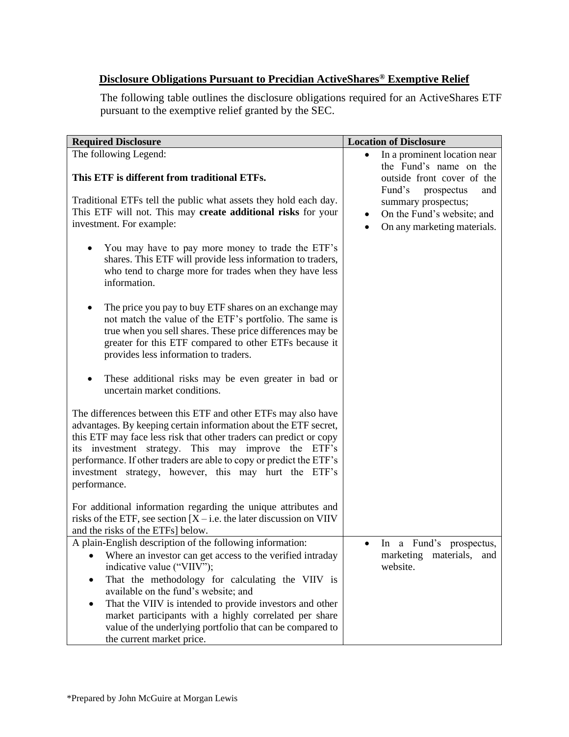## Disclosure Obligations Pursuant to Precidian ActiveShares® Exemptive Relief

The following table outlines the disclosure obligations required for an ActiveShares ETF pursuant to the exemptive relief granted by the SEC.

| Required Disclosure | Location of Disclosure |
| --- | --- |
| The following Legend:<br><br>**This ETF is different from traditional ETFs.**<br><br>Traditional ETFs tell the public what assets they hold each day. This ETF will not. This may **create additional risks** for your investment. For example:<br><br>• You may have to pay more money to trade the ETF's shares. This ETF will provide less information to traders, who tend to charge more for trades when they have less information.<br><br>• The price you pay to buy ETF shares on an exchange may not match the value of the ETF's portfolio. The same is true when you sell shares. These price differences may be greater for this ETF compared to other ETFs because it provides less information to traders.<br><br>• These additional risks may be even greater in bad or uncertain market conditions.<br><br>The differences between this ETF and other ETFs may also have advantages. By keeping certain information about the ETF secret, this ETF may face less risk that other traders can predict or copy its investment strategy. This may improve the ETF's performance. If other traders are able to copy or predict the ETF's investment strategy, however, this may hurt the ETF's performance.<br><br>For additional information regarding the unique attributes and risks of the ETF, see section [X – i.e. the later discussion on VIIV and the risks of the ETFs] below. | • In a prominent location near the Fund's name on the outside front cover of the Fund's prospectus and summary prospectus;<br>• On the Fund's website; and<br>• On any marketing materials. |
| A plain-English description of the following information:<br>• Where an investor can get access to the verified intraday indicative value ("VIIV");<br>• That the methodology for calculating the VIIV is available on the fund's website; and<br>• That the VIIV is intended to provide investors and other market participants with a highly correlated per share value of the underlying portfolio that can be compared to the current market price. | • In a Fund's prospectus, marketing materials, and website. |

*Prepared by John McGuire at Morgan Lewis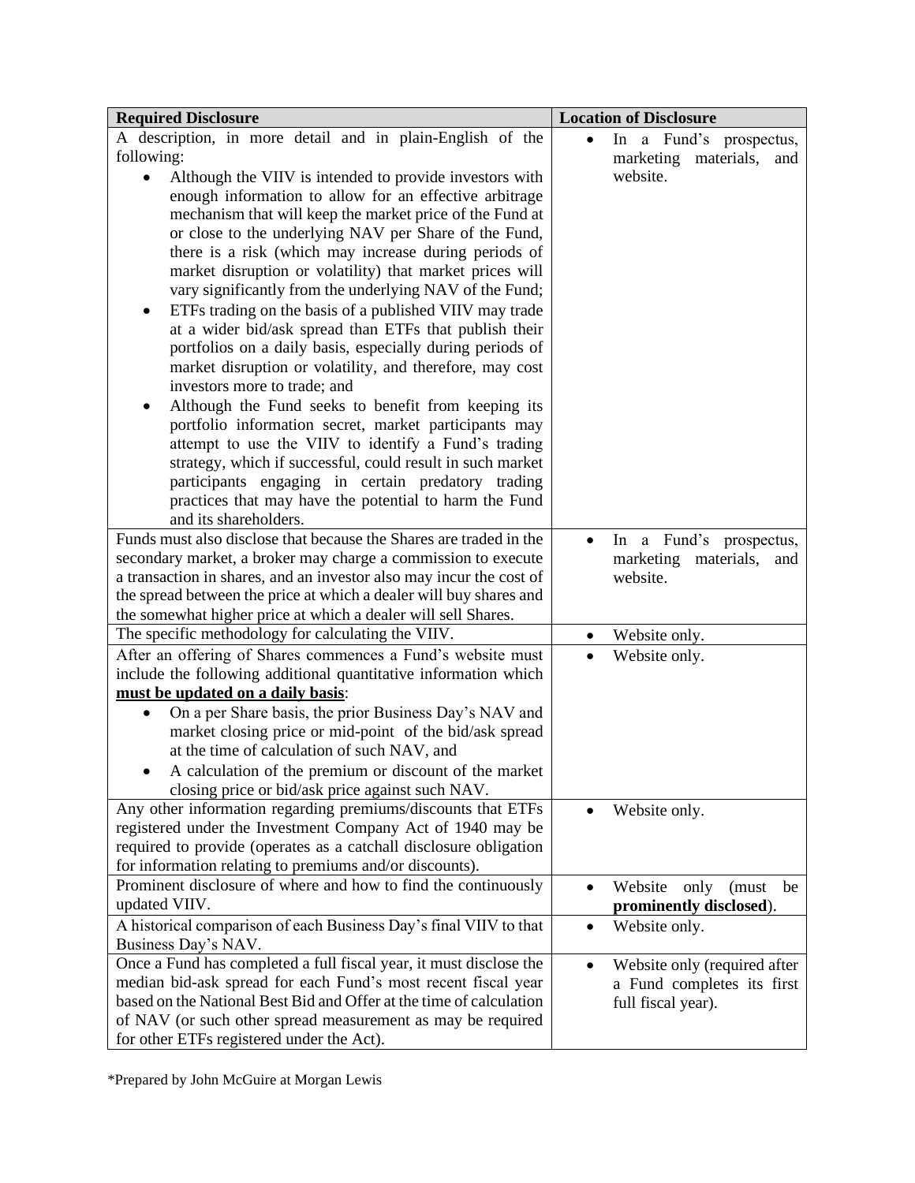| **Required Disclosure** | **Location of Disclosure** |
| --- | --- |
| A description, in more detail and in plain-English of the following: <br>• Although the VIIV is intended to provide investors with enough information to allow for an effective arbitrage mechanism that will keep the market price of the Fund at or close to the underlying NAV per Share of the Fund, there is a risk (which may increase during periods of market disruption or volatility) that market prices will vary significantly from the underlying NAV of the Fund; <br>• ETFs trading on the basis of a published VIIV may trade at a wider bid/ask spread than ETFs that publish their portfolios on a daily basis, especially during periods of market disruption or volatility, and therefore, may cost investors more to trade; and <br>• Although the Fund seeks to benefit from keeping its portfolio information secret, market participants may attempt to use the VIIV to identify a Fund's trading strategy, which if successful, could result in such market participants engaging in certain predatory trading practices that may have the potential to harm the Fund and its shareholders. | • In a Fund's prospectus, marketing materials, and website. |
| Funds must also disclose that because the Shares are traded in the secondary market, a broker may charge a commission to execute a transaction in shares, and an investor also may incur the cost of the spread between the price at which a dealer will buy shares and the somewhat higher price at which a dealer will sell Shares. | • In a Fund's prospectus, marketing materials, and website. |
| The specific methodology for calculating the VIIV. | • Website only. |
| After an offering of Shares commences a Fund's website must include the following additional quantitative information which **<u>must be updated on a daily basis</u>**: <br>• On a per Share basis, the prior Business Day's NAV and market closing price or mid-point of the bid/ask spread at the time of calculation of such NAV, and <br>• A calculation of the premium or discount of the market closing price or bid/ask price against such NAV. | • Website only. |
| Any other information regarding premiums/discounts that ETFs registered under the Investment Company Act of 1940 may be required to provide (operates as a catchall disclosure obligation for information relating to premiums and/or discounts). | • Website only. |
| Prominent disclosure of where and how to find the continuously updated VIIV. | • Website only (must be **prominently disclosed**). |
| A historical comparison of each Business Day's final VIIV to that Business Day's NAV. | • Website only. |
| Once a Fund has completed a full fiscal year, it must disclose the median bid-ask spread for each Fund's most recent fiscal year based on the National Best Bid and Offer at the time of calculation of NAV (or such other spread measurement as may be required for other ETFs registered under the Act). | • Website only (required after a Fund completes its first full fiscal year). |

*Prepared by John McGuire at Morgan Lewis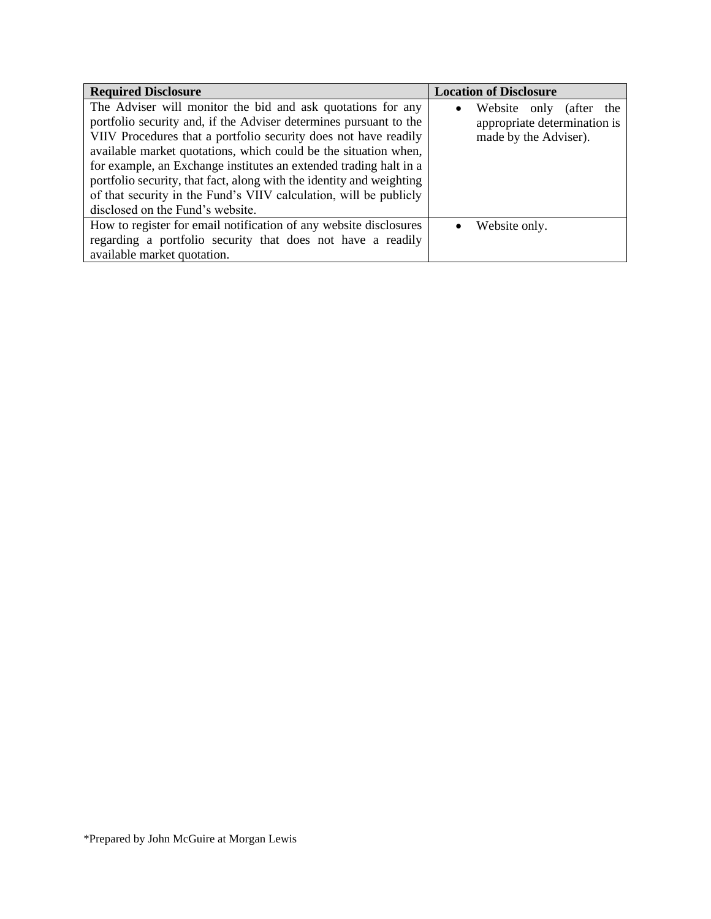| Required Disclosure | Location of Disclosure |
| --- | --- |
| The Adviser will monitor the bid and ask quotations for any portfolio security and, if the Adviser determines pursuant to the VIIV Procedures that a portfolio security does not have readily available market quotations, which could be the situation when, for example, an Exchange institutes an extended trading halt in a portfolio security, that fact, along with the identity and weighting of that security in the Fund's VIIV calculation, will be publicly disclosed on the Fund's website. | • Website only (after the appropriate determination is made by the Adviser). |
| How to register for email notification of any website disclosures regarding a portfolio security that does not have a readily available market quotation. | • Website only. |

*Prepared by John McGuire at Morgan Lewis